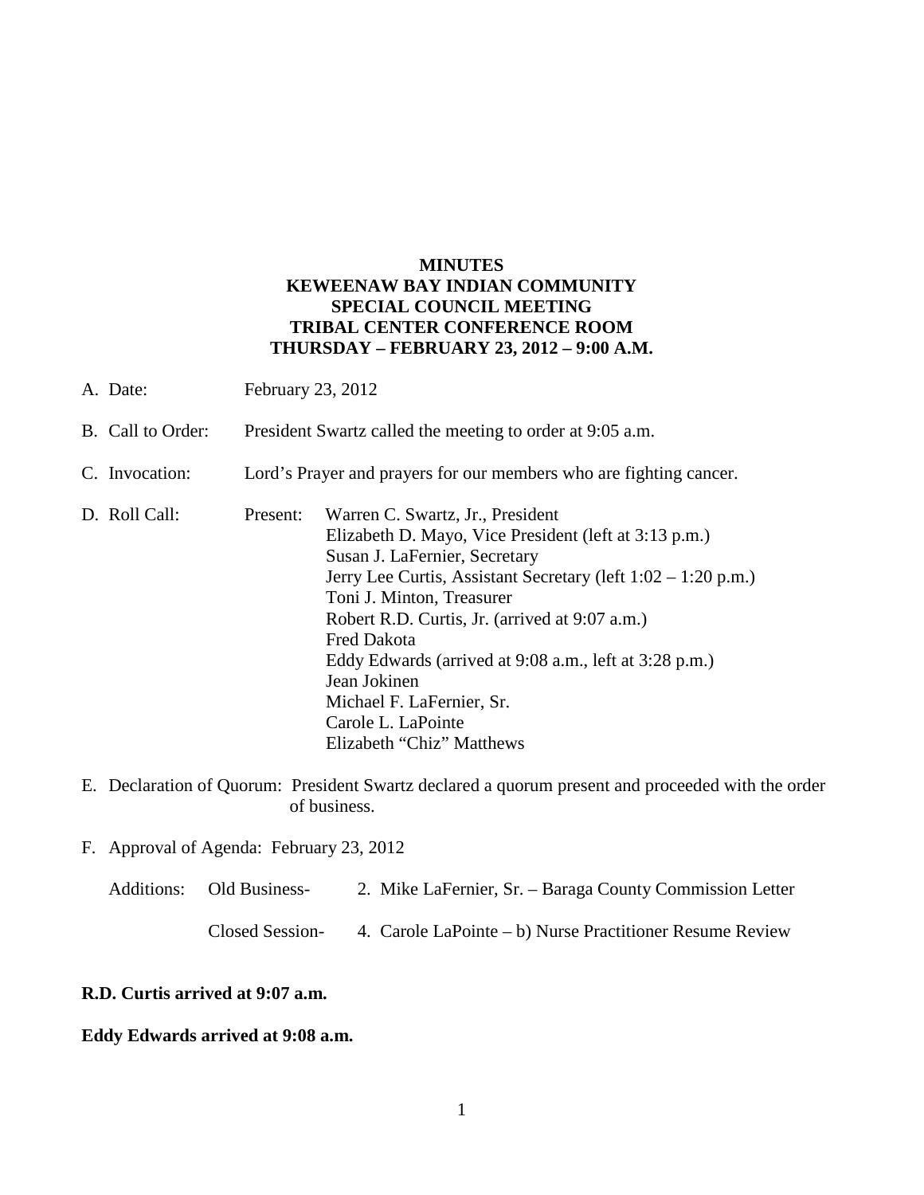# MINUTES
# KEWEENAW BAY INDIAN COMMUNITY
# SPECIAL COUNCIL MEETING
# TRIBAL CENTER CONFERENCE ROOM
# THURSDAY – FEBRUARY 23, 2012 – 9:00 A.M.

A. Date: February 23, 2012

B. Call to Order: President Swartz called the meeting to order at 9:05 a.m.

C. Invocation: Lord's Prayer and prayers for our members who are fighting cancer.

D. Roll Call: Present:
- Warren C. Swartz, Jr., President
- Elizabeth D. Mayo, Vice President (left at 3:13 p.m.)
- Susan J. LaFernier, Secretary
- Jerry Lee Curtis, Assistant Secretary (left 1:02 – 1:20 p.m.)
- Toni J. Minton, Treasurer
- Robert R.D. Curtis, Jr. (arrived at 9:07 a.m.)
- Fred Dakota
- Eddy Edwards (arrived at 9:08 a.m., left at 3:28 p.m.)
- Jean Jokinen
- Michael F. LaFernier, Sr.
- Carole L. LaPointe
- Elizabeth "Chiz" Matthews

E. Declaration of Quorum: President Swartz declared a quorum present and proceeded with the order of business.

F. Approval of Agenda: February 23, 2012

Additions: Old Business- 2. Mike LaFernier, Sr. – Baraga County Commission Letter

Closed Session- 4. Carole LaPointe – b) Nurse Practitioner Resume Review

**R.D. Curtis arrived at 9:07 a.m.**

**Eddy Edwards arrived at 9:08 a.m.**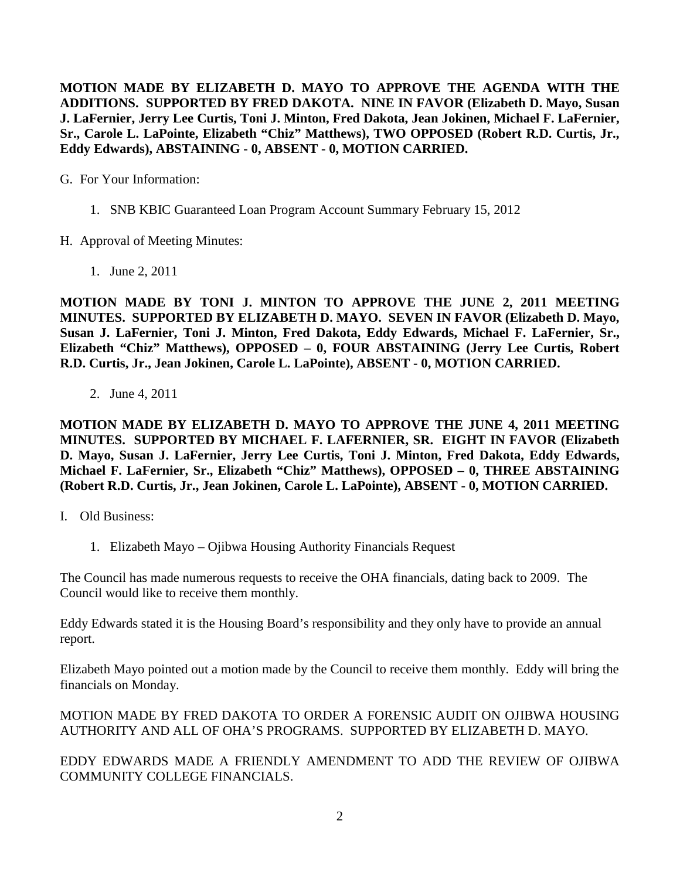**MOTION MADE BY ELIZABETH D. MAYO TO APPROVE THE AGENDA WITH THE ADDITIONS. SUPPORTED BY FRED DAKOTA. NINE IN FAVOR (Elizabeth D. Mayo, Susan J. LaFernier, Jerry Lee Curtis, Toni J. Minton, Fred Dakota, Jean Jokinen, Michael F. LaFernier, Sr., Carole L. LaPointe, Elizabeth "Chiz" Matthews), TWO OPPOSED (Robert R.D. Curtis, Jr., Eddy Edwards), ABSTAINING - 0, ABSENT - 0, MOTION CARRIED.**

G. For Your Information:

1. SNB KBIC Guaranteed Loan Program Account Summary February 15, 2012

H. Approval of Meeting Minutes:

1. June 2, 2011

**MOTION MADE BY TONI J. MINTON TO APPROVE THE JUNE 2, 2011 MEETING MINUTES. SUPPORTED BY ELIZABETH D. MAYO. SEVEN IN FAVOR (Elizabeth D. Mayo, Susan J. LaFernier, Toni J. Minton, Fred Dakota, Eddy Edwards, Michael F. LaFernier, Sr., Elizabeth "Chiz" Matthews), OPPOSED – 0, FOUR ABSTAINING (Jerry Lee Curtis, Robert R.D. Curtis, Jr., Jean Jokinen, Carole L. LaPointe), ABSENT - 0, MOTION CARRIED.**

2. June 4, 2011

**MOTION MADE BY ELIZABETH D. MAYO TO APPROVE THE JUNE 4, 2011 MEETING MINUTES. SUPPORTED BY MICHAEL F. LAFERNIER, SR. EIGHT IN FAVOR (Elizabeth D. Mayo, Susan J. LaFernier, Jerry Lee Curtis, Toni J. Minton, Fred Dakota, Eddy Edwards, Michael F. LaFernier, Sr., Elizabeth "Chiz" Matthews), OPPOSED – 0, THREE ABSTAINING (Robert R.D. Curtis, Jr., Jean Jokinen, Carole L. LaPointe), ABSENT - 0, MOTION CARRIED.**

I. Old Business:

1. Elizabeth Mayo – Ojibwa Housing Authority Financials Request

The Council has made numerous requests to receive the OHA financials, dating back to 2009. The Council would like to receive them monthly.

Eddy Edwards stated it is the Housing Board's responsibility and they only have to provide an annual report.

Elizabeth Mayo pointed out a motion made by the Council to receive them monthly. Eddy will bring the financials on Monday.

MOTION MADE BY FRED DAKOTA TO ORDER A FORENSIC AUDIT ON OJIBWA HOUSING AUTHORITY AND ALL OF OHA'S PROGRAMS. SUPPORTED BY ELIZABETH D. MAYO.

EDDY EDWARDS MADE A FRIENDLY AMENDMENT TO ADD THE REVIEW OF OJIBWA COMMUNITY COLLEGE FINANCIALS.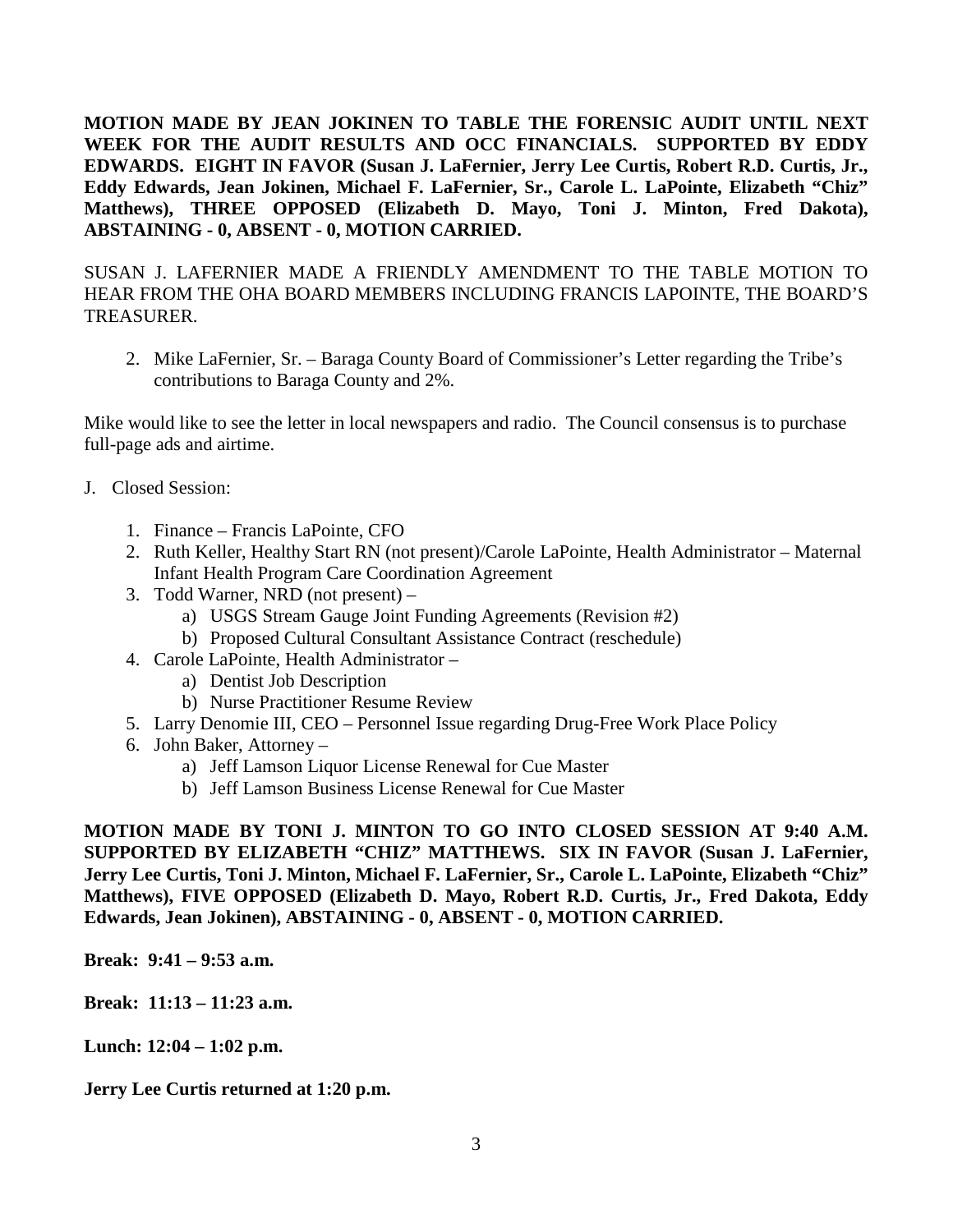**MOTION MADE BY JEAN JOKINEN TO TABLE THE FORENSIC AUDIT UNTIL NEXT WEEK FOR THE AUDIT RESULTS AND OCC FINANCIALS. SUPPORTED BY EDDY EDWARDS. EIGHT IN FAVOR (Susan J. LaFernier, Jerry Lee Curtis, Robert R.D. Curtis, Jr., Eddy Edwards, Jean Jokinen, Michael F. LaFernier, Sr., Carole L. LaPointe, Elizabeth "Chiz" Matthews), THREE OPPOSED (Elizabeth D. Mayo, Toni J. Minton, Fred Dakota), ABSTAINING - 0, ABSENT - 0, MOTION CARRIED.**

SUSAN J. LAFERNIER MADE A FRIENDLY AMENDMENT TO THE TABLE MOTION TO HEAR FROM THE OHA BOARD MEMBERS INCLUDING FRANCIS LAPOINTE, THE BOARD'S TREASURER.

2. Mike LaFernier, Sr. – Baraga County Board of Commissioner's Letter regarding the Tribe's contributions to Baraga County and 2%.

Mike would like to see the letter in local newspapers and radio. The Council consensus is to purchase full-page ads and airtime.

J. Closed Session:

1. Finance – Francis LaPointe, CFO
2. Ruth Keller, Healthy Start RN (not present)/Carole LaPointe, Health Administrator – Maternal Infant Health Program Care Coordination Agreement
3. Todd Warner, NRD (not present) –
   a) USGS Stream Gauge Joint Funding Agreements (Revision #2)
   b) Proposed Cultural Consultant Assistance Contract (reschedule)
4. Carole LaPointe, Health Administrator –
   a) Dentist Job Description
   b) Nurse Practitioner Resume Review
5. Larry Denomie III, CEO – Personnel Issue regarding Drug-Free Work Place Policy
6. John Baker, Attorney –
   a) Jeff Lamson Liquor License Renewal for Cue Master
   b) Jeff Lamson Business License Renewal for Cue Master

**MOTION MADE BY TONI J. MINTON TO GO INTO CLOSED SESSION AT 9:40 A.M. SUPPORTED BY ELIZABETH "CHIZ" MATTHEWS. SIX IN FAVOR (Susan J. LaFernier, Jerry Lee Curtis, Toni J. Minton, Michael F. LaFernier, Sr., Carole L. LaPointe, Elizabeth "Chiz" Matthews), FIVE OPPOSED (Elizabeth D. Mayo, Robert R.D. Curtis, Jr., Fred Dakota, Eddy Edwards, Jean Jokinen), ABSTAINING - 0, ABSENT - 0, MOTION CARRIED.**

**Break: 9:41 – 9:53 a.m.**

**Break: 11:13 – 11:23 a.m.**

**Lunch: 12:04 – 1:02 p.m.**

**Jerry Lee Curtis returned at 1:20 p.m.**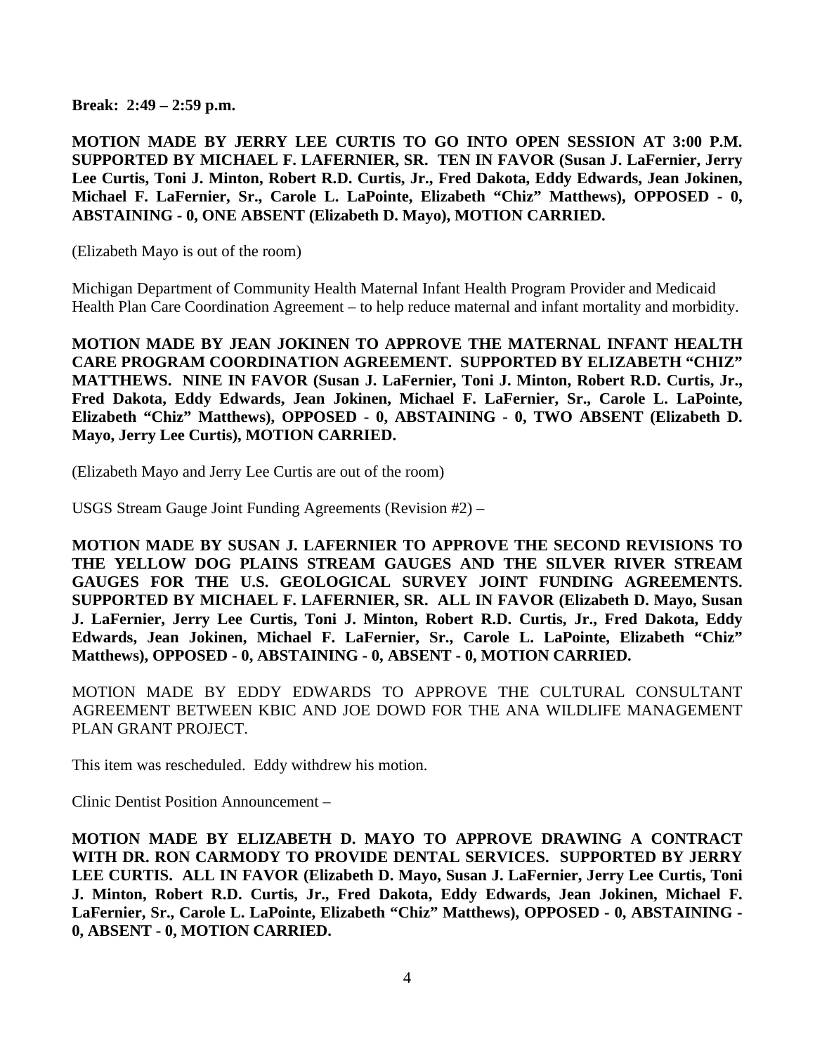**Break: 2:49 – 2:59 p.m.**

**MOTION MADE BY JERRY LEE CURTIS TO GO INTO OPEN SESSION AT 3:00 P.M. SUPPORTED BY MICHAEL F. LAFERNIER, SR. TEN IN FAVOR (Susan J. LaFernier, Jerry Lee Curtis, Toni J. Minton, Robert R.D. Curtis, Jr., Fred Dakota, Eddy Edwards, Jean Jokinen, Michael F. LaFernier, Sr., Carole L. LaPointe, Elizabeth "Chiz" Matthews), OPPOSED - 0, ABSTAINING - 0, ONE ABSENT (Elizabeth D. Mayo), MOTION CARRIED.**

(Elizabeth Mayo is out of the room)

Michigan Department of Community Health Maternal Infant Health Program Provider and Medicaid Health Plan Care Coordination Agreement – to help reduce maternal and infant mortality and morbidity.

**MOTION MADE BY JEAN JOKINEN TO APPROVE THE MATERNAL INFANT HEALTH CARE PROGRAM COORDINATION AGREEMENT. SUPPORTED BY ELIZABETH "CHIZ" MATTHEWS. NINE IN FAVOR (Susan J. LaFernier, Toni J. Minton, Robert R.D. Curtis, Jr., Fred Dakota, Eddy Edwards, Jean Jokinen, Michael F. LaFernier, Sr., Carole L. LaPointe, Elizabeth "Chiz" Matthews), OPPOSED - 0, ABSTAINING - 0, TWO ABSENT (Elizabeth D. Mayo, Jerry Lee Curtis), MOTION CARRIED.**

(Elizabeth Mayo and Jerry Lee Curtis are out of the room)

USGS Stream Gauge Joint Funding Agreements (Revision #2) –

**MOTION MADE BY SUSAN J. LAFERNIER TO APPROVE THE SECOND REVISIONS TO THE YELLOW DOG PLAINS STREAM GAUGES AND THE SILVER RIVER STREAM GAUGES FOR THE U.S. GEOLOGICAL SURVEY JOINT FUNDING AGREEMENTS. SUPPORTED BY MICHAEL F. LAFERNIER, SR. ALL IN FAVOR (Elizabeth D. Mayo, Susan J. LaFernier, Jerry Lee Curtis, Toni J. Minton, Robert R.D. Curtis, Jr., Fred Dakota, Eddy Edwards, Jean Jokinen, Michael F. LaFernier, Sr., Carole L. LaPointe, Elizabeth "Chiz" Matthews), OPPOSED - 0, ABSTAINING - 0, ABSENT - 0, MOTION CARRIED.**

MOTION MADE BY EDDY EDWARDS TO APPROVE THE CULTURAL CONSULTANT AGREEMENT BETWEEN KBIC AND JOE DOWD FOR THE ANA WILDLIFE MANAGEMENT PLAN GRANT PROJECT.

This item was rescheduled. Eddy withdrew his motion.

Clinic Dentist Position Announcement –

**MOTION MADE BY ELIZABETH D. MAYO TO APPROVE DRAWING A CONTRACT WITH DR. RON CARMODY TO PROVIDE DENTAL SERVICES. SUPPORTED BY JERRY LEE CURTIS. ALL IN FAVOR (Elizabeth D. Mayo, Susan J. LaFernier, Jerry Lee Curtis, Toni J. Minton, Robert R.D. Curtis, Jr., Fred Dakota, Eddy Edwards, Jean Jokinen, Michael F. LaFernier, Sr., Carole L. LaPointe, Elizabeth "Chiz" Matthews), OPPOSED - 0, ABSTAINING - 0, ABSENT - 0, MOTION CARRIED.**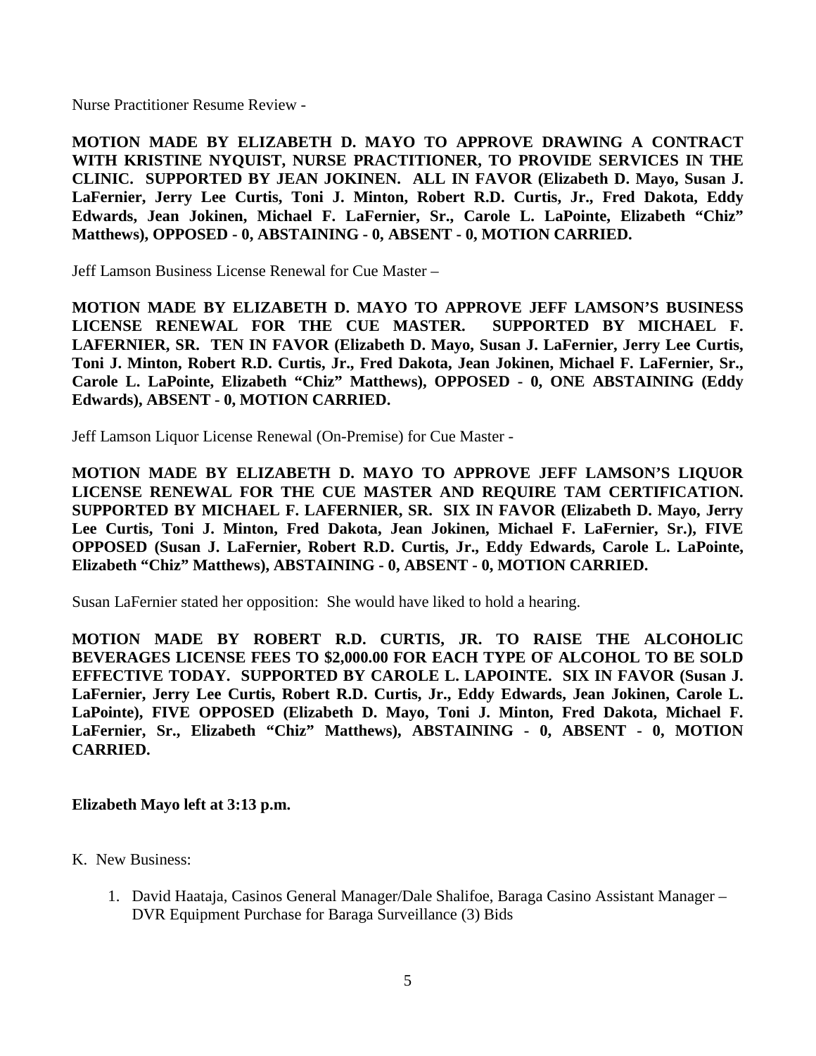Nurse Practitioner Resume Review -

**MOTION MADE BY ELIZABETH D. MAYO TO APPROVE DRAWING A CONTRACT WITH KRISTINE NYQUIST, NURSE PRACTITIONER, TO PROVIDE SERVICES IN THE CLINIC. SUPPORTED BY JEAN JOKINEN. ALL IN FAVOR (Elizabeth D. Mayo, Susan J. LaFernier, Jerry Lee Curtis, Toni J. Minton, Robert R.D. Curtis, Jr., Fred Dakota, Eddy Edwards, Jean Jokinen, Michael F. LaFernier, Sr., Carole L. LaPointe, Elizabeth "Chiz" Matthews), OPPOSED - 0, ABSTAINING - 0, ABSENT - 0, MOTION CARRIED.**

Jeff Lamson Business License Renewal for Cue Master –

**MOTION MADE BY ELIZABETH D. MAYO TO APPROVE JEFF LAMSON'S BUSINESS LICENSE RENEWAL FOR THE CUE MASTER. SUPPORTED BY MICHAEL F. LAFERNIER, SR. TEN IN FAVOR (Elizabeth D. Mayo, Susan J. LaFernier, Jerry Lee Curtis, Toni J. Minton, Robert R.D. Curtis, Jr., Fred Dakota, Jean Jokinen, Michael F. LaFernier, Sr., Carole L. LaPointe, Elizabeth "Chiz" Matthews), OPPOSED - 0, ONE ABSTAINING (Eddy Edwards), ABSENT - 0, MOTION CARRIED.**

Jeff Lamson Liquor License Renewal (On-Premise) for Cue Master -

**MOTION MADE BY ELIZABETH D. MAYO TO APPROVE JEFF LAMSON'S LIQUOR LICENSE RENEWAL FOR THE CUE MASTER AND REQUIRE TAM CERTIFICATION. SUPPORTED BY MICHAEL F. LAFERNIER, SR. SIX IN FAVOR (Elizabeth D. Mayo, Jerry Lee Curtis, Toni J. Minton, Fred Dakota, Jean Jokinen, Michael F. LaFernier, Sr.), FIVE OPPOSED (Susan J. LaFernier, Robert R.D. Curtis, Jr., Eddy Edwards, Carole L. LaPointe, Elizabeth "Chiz" Matthews), ABSTAINING - 0, ABSENT - 0, MOTION CARRIED.**

Susan LaFernier stated her opposition: She would have liked to hold a hearing.

**MOTION MADE BY ROBERT R.D. CURTIS, JR. TO RAISE THE ALCOHOLIC BEVERAGES LICENSE FEES TO $2,000.00 FOR EACH TYPE OF ALCOHOL TO BE SOLD EFFECTIVE TODAY. SUPPORTED BY CAROLE L. LAPOINTE. SIX IN FAVOR (Susan J. LaFernier, Jerry Lee Curtis, Robert R.D. Curtis, Jr., Eddy Edwards, Jean Jokinen, Carole L. LaPointe), FIVE OPPOSED (Elizabeth D. Mayo, Toni J. Minton, Fred Dakota, Michael F. LaFernier, Sr., Elizabeth "Chiz" Matthews), ABSTAINING - 0, ABSENT - 0, MOTION CARRIED.**

**Elizabeth Mayo left at 3:13 p.m.**

K. New Business:

1. David Haataja, Casinos General Manager/Dale Shalifoe, Baraga Casino Assistant Manager – DVR Equipment Purchase for Baraga Surveillance (3) Bids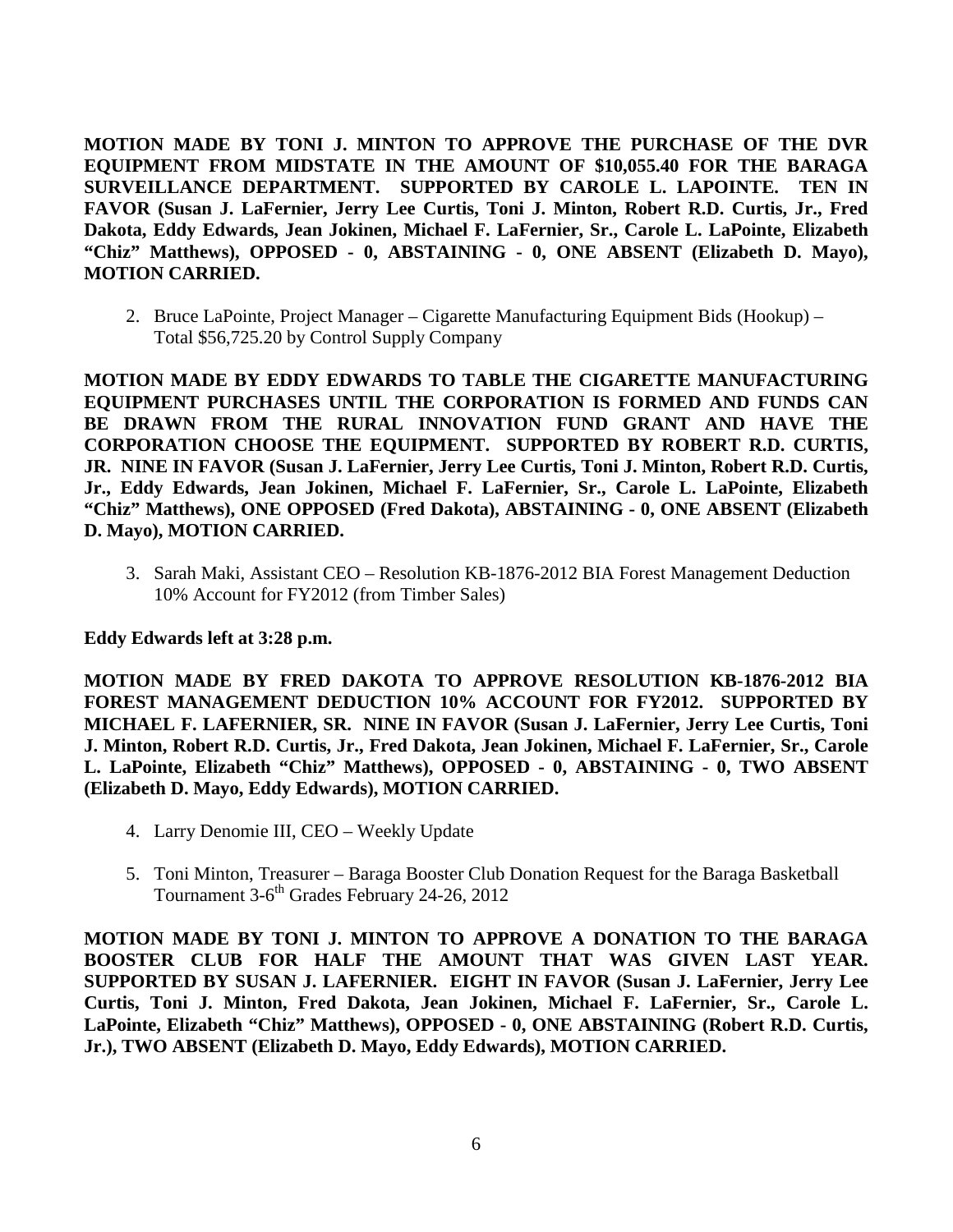**MOTION MADE BY TONI J. MINTON TO APPROVE THE PURCHASE OF THE DVR EQUIPMENT FROM MIDSTATE IN THE AMOUNT OF $10,055.40 FOR THE BARAGA SURVEILLANCE DEPARTMENT. SUPPORTED BY CAROLE L. LAPOINTE. TEN IN FAVOR (Susan J. LaFernier, Jerry Lee Curtis, Toni J. Minton, Robert R.D. Curtis, Jr., Fred Dakota, Eddy Edwards, Jean Jokinen, Michael F. LaFernier, Sr., Carole L. LaPointe, Elizabeth "Chiz" Matthews), OPPOSED - 0, ABSTAINING - 0, ONE ABSENT (Elizabeth D. Mayo), MOTION CARRIED.**

2. Bruce LaPointe, Project Manager – Cigarette Manufacturing Equipment Bids (Hookup) – Total $56,725.20 by Control Supply Company

**MOTION MADE BY EDDY EDWARDS TO TABLE THE CIGARETTE MANUFACTURING EQUIPMENT PURCHASES UNTIL THE CORPORATION IS FORMED AND FUNDS CAN BE DRAWN FROM THE RURAL INNOVATION FUND GRANT AND HAVE THE CORPORATION CHOOSE THE EQUIPMENT. SUPPORTED BY ROBERT R.D. CURTIS, JR. NINE IN FAVOR (Susan J. LaFernier, Jerry Lee Curtis, Toni J. Minton, Robert R.D. Curtis, Jr., Eddy Edwards, Jean Jokinen, Michael F. LaFernier, Sr., Carole L. LaPointe, Elizabeth "Chiz" Matthews), ONE OPPOSED (Fred Dakota), ABSTAINING - 0, ONE ABSENT (Elizabeth D. Mayo), MOTION CARRIED.**

3. Sarah Maki, Assistant CEO – Resolution KB-1876-2012 BIA Forest Management Deduction 10% Account for FY2012 (from Timber Sales)

**Eddy Edwards left at 3:28 p.m.**

**MOTION MADE BY FRED DAKOTA TO APPROVE RESOLUTION KB-1876-2012 BIA FOREST MANAGEMENT DEDUCTION 10% ACCOUNT FOR FY2012. SUPPORTED BY MICHAEL F. LAFERNIER, SR. NINE IN FAVOR (Susan J. LaFernier, Jerry Lee Curtis, Toni J. Minton, Robert R.D. Curtis, Jr., Fred Dakota, Jean Jokinen, Michael F. LaFernier, Sr., Carole L. LaPointe, Elizabeth "Chiz" Matthews), OPPOSED - 0, ABSTAINING - 0, TWO ABSENT (Elizabeth D. Mayo, Eddy Edwards), MOTION CARRIED.**

4. Larry Denomie III, CEO – Weekly Update

5. Toni Minton, Treasurer – Baraga Booster Club Donation Request for the Baraga Basketball Tournament 3-6th Grades February 24-26, 2012

**MOTION MADE BY TONI J. MINTON TO APPROVE A DONATION TO THE BARAGA BOOSTER CLUB FOR HALF THE AMOUNT THAT WAS GIVEN LAST YEAR. SUPPORTED BY SUSAN J. LAFERNIER. EIGHT IN FAVOR (Susan J. LaFernier, Jerry Lee Curtis, Toni J. Minton, Fred Dakota, Jean Jokinen, Michael F. LaFernier, Sr., Carole L. LaPointe, Elizabeth "Chiz" Matthews), OPPOSED - 0, ONE ABSTAINING (Robert R.D. Curtis, Jr.), TWO ABSENT (Elizabeth D. Mayo, Eddy Edwards), MOTION CARRIED.**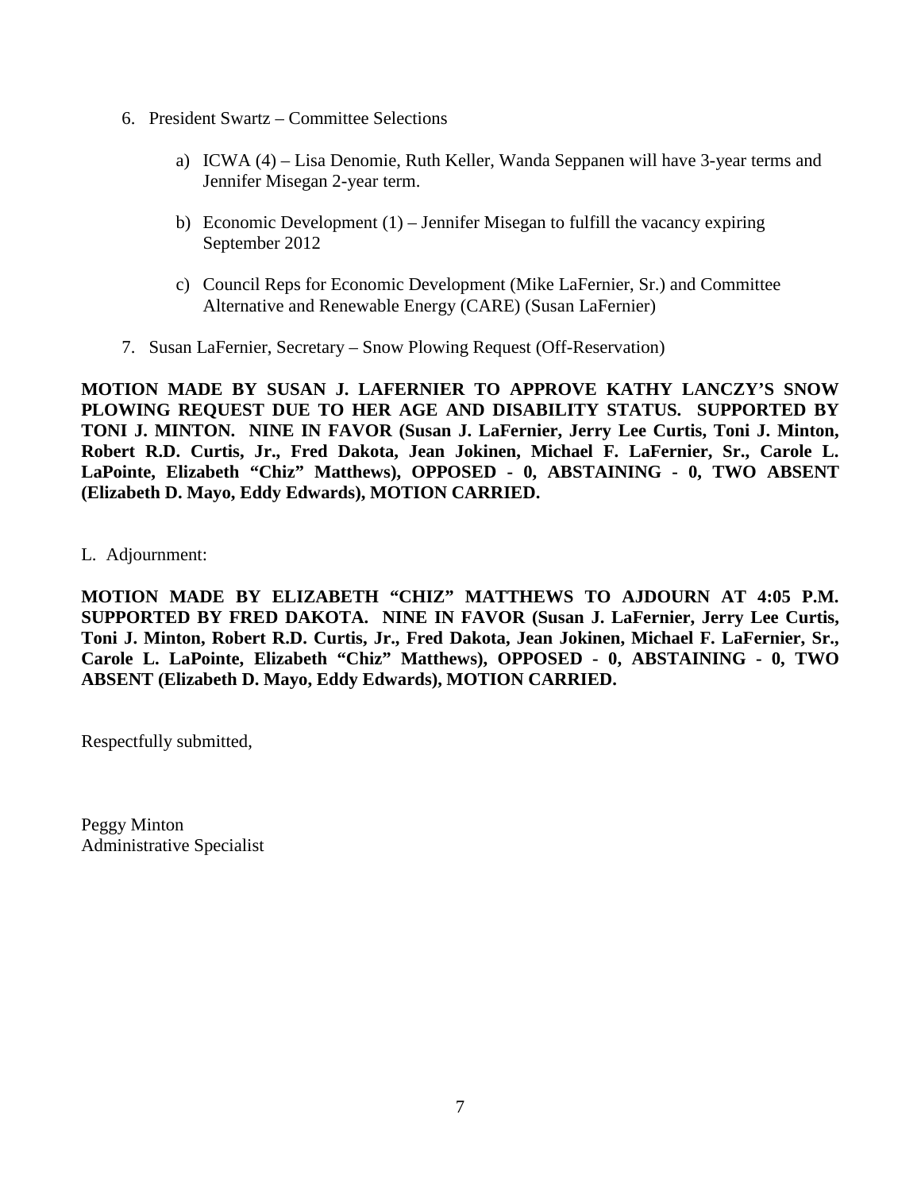6. President Swartz – Committee Selections

    a) ICWA (4) – Lisa Denomie, Ruth Keller, Wanda Seppanen will have 3-year terms and Jennifer Misegan 2-year term.

    b) Economic Development (1) – Jennifer Misegan to fulfill the vacancy expiring September 2012

    c) Council Reps for Economic Development (Mike LaFernier, Sr.) and Committee Alternative and Renewable Energy (CARE) (Susan LaFernier)

7. Susan LaFernier, Secretary – Snow Plowing Request (Off-Reservation)

**MOTION MADE BY SUSAN J. LAFERNIER TO APPROVE KATHY LANCZY'S SNOW PLOWING REQUEST DUE TO HER AGE AND DISABILITY STATUS. SUPPORTED BY TONI J. MINTON. NINE IN FAVOR (Susan J. LaFernier, Jerry Lee Curtis, Toni J. Minton, Robert R.D. Curtis, Jr., Fred Dakota, Jean Jokinen, Michael F. LaFernier, Sr., Carole L. LaPointe, Elizabeth "Chiz" Matthews), OPPOSED - 0, ABSTAINING - 0, TWO ABSENT (Elizabeth D. Mayo, Eddy Edwards), MOTION CARRIED.**

L. Adjournment:

**MOTION MADE BY ELIZABETH "CHIZ" MATTHEWS TO AJDOURN AT 4:05 P.M. SUPPORTED BY FRED DAKOTA. NINE IN FAVOR (Susan J. LaFernier, Jerry Lee Curtis, Toni J. Minton, Robert R.D. Curtis, Jr., Fred Dakota, Jean Jokinen, Michael F. LaFernier, Sr., Carole L. LaPointe, Elizabeth "Chiz" Matthews), OPPOSED - 0, ABSTAINING - 0, TWO ABSENT (Elizabeth D. Mayo, Eddy Edwards), MOTION CARRIED.**

Respectfully submitted,

Peggy Minton
Administrative Specialist